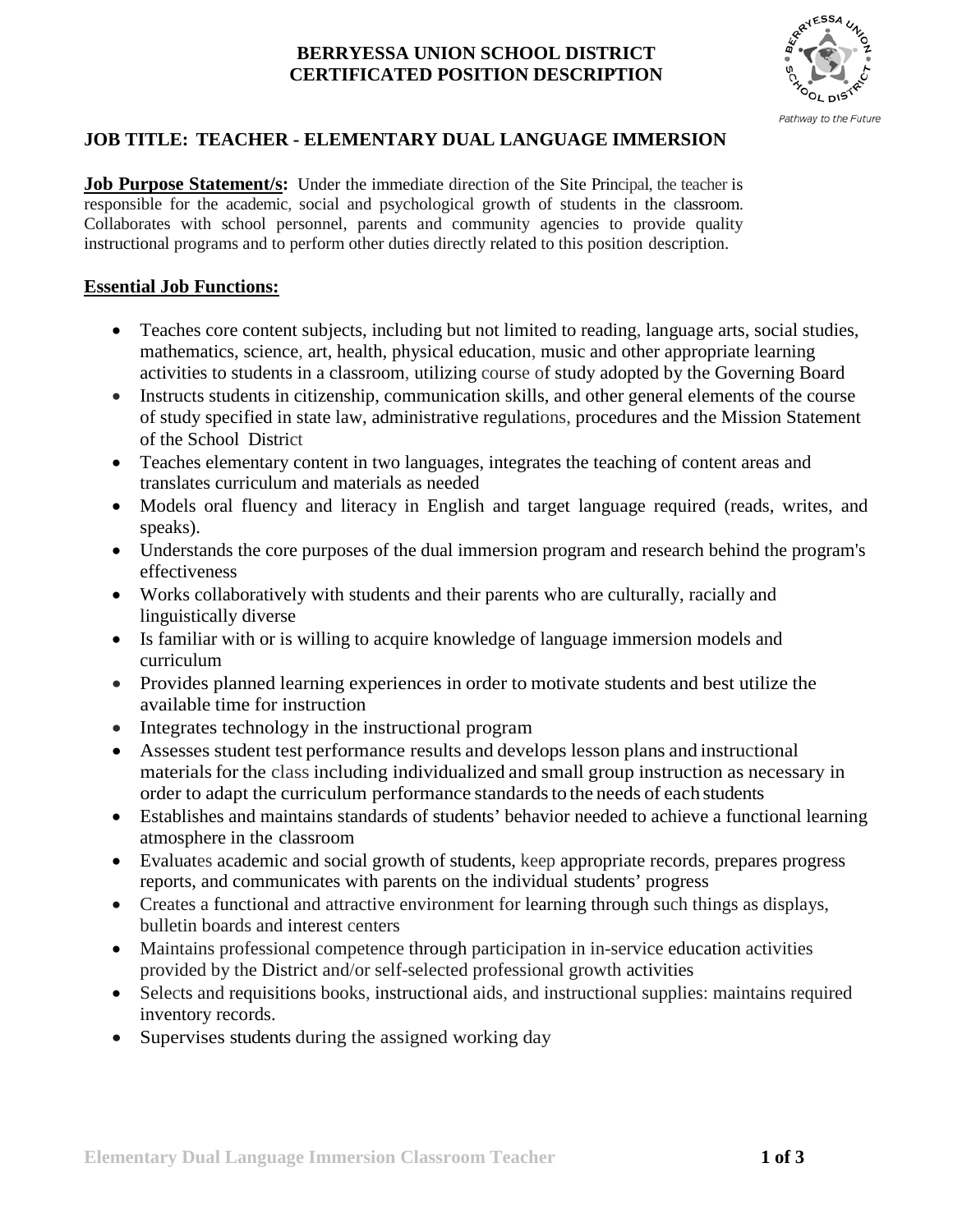# BERRYESSA UNION SCHOOL DISTRICT
# CERTIFICATED POSITION DESCRIPTION

*Pathway to the Future*

## JOB TITLE: TEACHER - ELEMENTARY DUAL LANGUAGE IMMERSION

**Job Purpose Statement/s:** Under the immediate direction of the Site Principal, the teacher is responsible for the academic, social and psychological growth of students in the classroom. Collaborates with school personnel, parents and community agencies to provide quality instructional programs and to perform other duties directly related to this position description.

### Essential Job Functions:

- Teaches core content subjects, including but not limited to reading, language arts, social studies, mathematics, science, art, health, physical education, music and other appropriate learning activities to students in a classroom, utilizing course of study adopted by the Governing Board
- Instructs students in citizenship, communication skills, and other general elements of the course of study specified in state law, administrative regulations, procedures and the Mission Statement of the School District
- Teaches elementary content in two languages, integrates the teaching of content areas and translates curriculum and materials as needed
- Models oral fluency and literacy in English and target language required (reads, writes, and speaks).
- Understands the core purposes of the dual immersion program and research behind the program's effectiveness
- Works collaboratively with students and their parents who are culturally, racially and linguistically diverse
- Is familiar with or is willing to acquire knowledge of language immersion models and curriculum
- Provides planned learning experiences in order to motivate students and best utilize the available time for instruction
- Integrates technology in the instructional program
- Assesses student test performance results and develops lesson plans and instructional materials for the class including individualized and small group instruction as necessary in order to adapt the curriculum performance standards to the needs of each students
- Establishes and maintains standards of students' behavior needed to achieve a functional learning atmosphere in the classroom
- Evaluates academic and social growth of students, keep appropriate records, prepares progress reports, and communicates with parents on the individual students' progress
- Creates a functional and attractive environment for learning through such things as displays, bulletin boards and interest centers
- Maintains professional competence through participation in in-service education activities provided by the District and/or self-selected professional growth activities
- Selects and requisitions books, instructional aids, and instructional supplies: maintains required inventory records.
- Supervises students during the assigned working day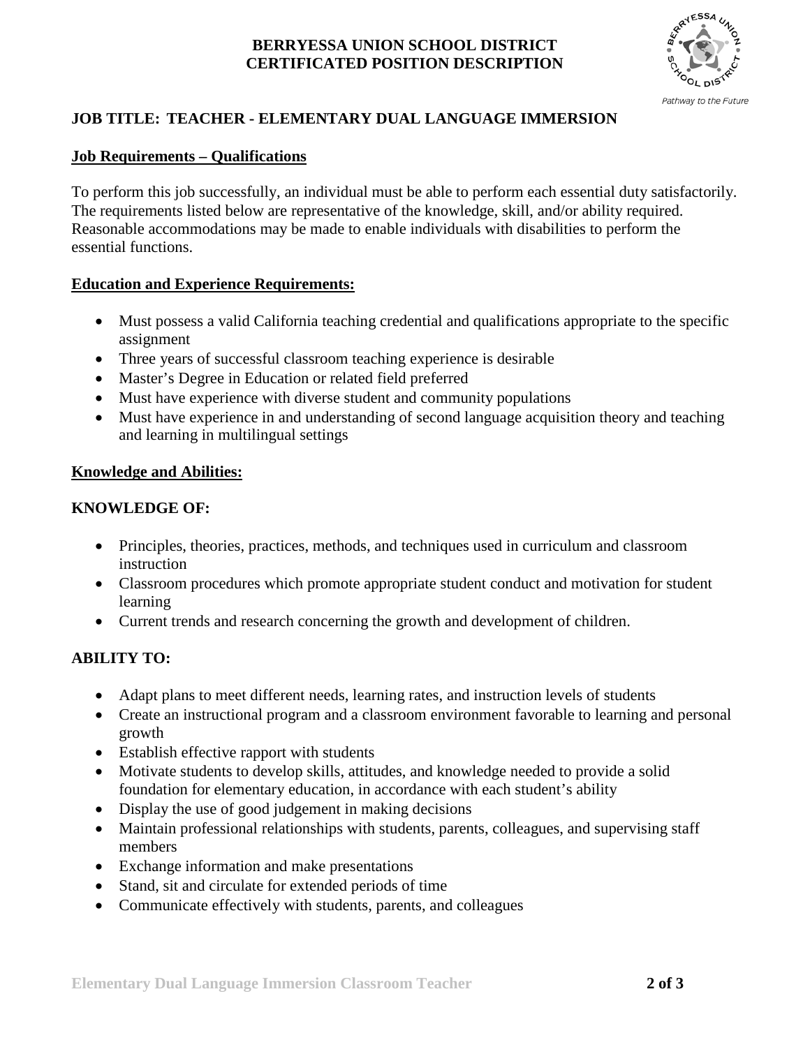**BERRYESSA UNION SCHOOL DISTRICT**
**CERTIFICATED POSITION DESCRIPTION**

*Pathway to the Future*

## JOB TITLE: TEACHER - ELEMENTARY DUAL LANGUAGE IMMERSION

### Job Requirements – Qualifications

To perform this job successfully, an individual must be able to perform each essential duty satisfactorily. The requirements listed below are representative of the knowledge, skill, and/or ability required. Reasonable accommodations may be made to enable individuals with disabilities to perform the essential functions.

### Education and Experience Requirements:

- Must possess a valid California teaching credential and qualifications appropriate to the specific assignment
- Three years of successful classroom teaching experience is desirable
- Master's Degree in Education or related field preferred
- Must have experience with diverse student and community populations
- Must have experience in and understanding of second language acquisition theory and teaching and learning in multilingual settings

### Knowledge and Abilities:

#### KNOWLEDGE OF:

- Principles, theories, practices, methods, and techniques used in curriculum and classroom instruction
- Classroom procedures which promote appropriate student conduct and motivation for student learning
- Current trends and research concerning the growth and development of children.

#### ABILITY TO:

- Adapt plans to meet different needs, learning rates, and instruction levels of students
- Create an instructional program and a classroom environment favorable to learning and personal growth
- Establish effective rapport with students
- Motivate students to develop skills, attitudes, and knowledge needed to provide a solid foundation for elementary education, in accordance with each student's ability
- Display the use of good judgement in making decisions
- Maintain professional relationships with students, parents, colleagues, and supervising staff members
- Exchange information and make presentations
- Stand, sit and circulate for extended periods of time
- Communicate effectively with students, parents, and colleagues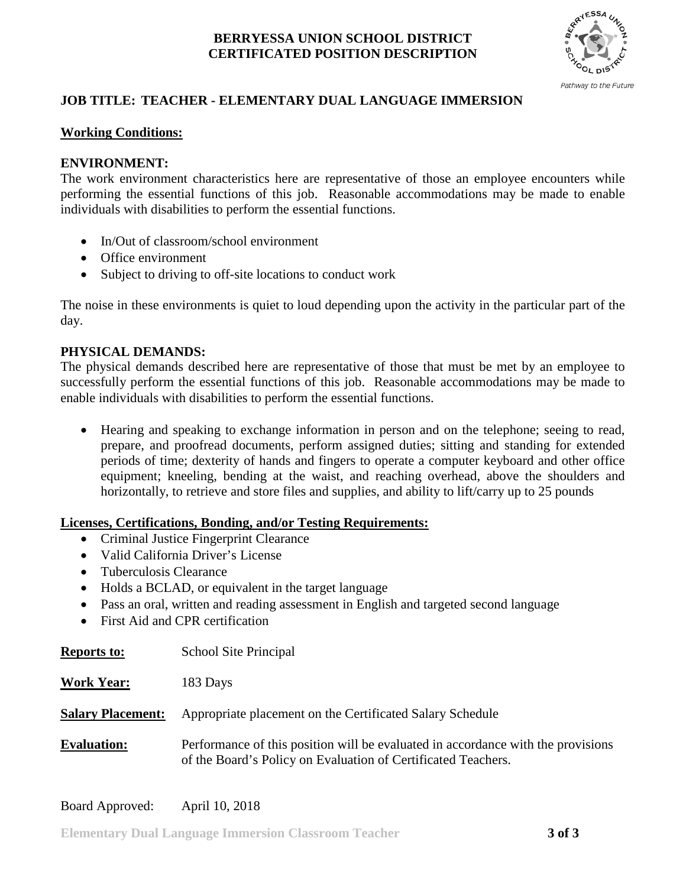**BERRYESSA UNION SCHOOL DISTRICT**
**CERTIFICATED POSITION DESCRIPTION**

*Pathway to the Future*

## JOB TITLE: TEACHER - ELEMENTARY DUAL LANGUAGE IMMERSION

**Working Conditions:**

### ENVIRONMENT:

The work environment characteristics here are representative of those an employee encounters while performing the essential functions of this job. Reasonable accommodations may be made to enable individuals with disabilities to perform the essential functions.

- In/Out of classroom/school environment
- Office environment
- Subject to driving to off-site locations to conduct work

The noise in these environments is quiet to loud depending upon the activity in the particular part of the day.

### PHYSICAL DEMANDS:

The physical demands described here are representative of those that must be met by an employee to successfully perform the essential functions of this job. Reasonable accommodations may be made to enable individuals with disabilities to perform the essential functions.

- Hearing and speaking to exchange information in person and on the telephone; seeing to read, prepare, and proofread documents, perform assigned duties; sitting and standing for extended periods of time; dexterity of hands and fingers to operate a computer keyboard and other office equipment; kneeling, bending at the waist, and reaching overhead, above the shoulders and horizontally, to retrieve and store files and supplies, and ability to lift/carry up to 25 pounds

**Licenses, Certifications, Bonding, and/or Testing Requirements:**

- Criminal Justice Fingerprint Clearance
- Valid California Driver's License
- Tuberculosis Clearance
- Holds a BCLAD, or equivalent in the target language
- Pass an oral, written and reading assessment in English and targeted second language
- First Aid and CPR certification

**Reports to:** School Site Principal

**Work Year:** 183 Days

**Salary Placement:** Appropriate placement on the Certificated Salary Schedule

**Evaluation:** Performance of this position will be evaluated in accordance with the provisions of the Board's Policy on Evaluation of Certificated Teachers.

Board Approved: April 10, 2018